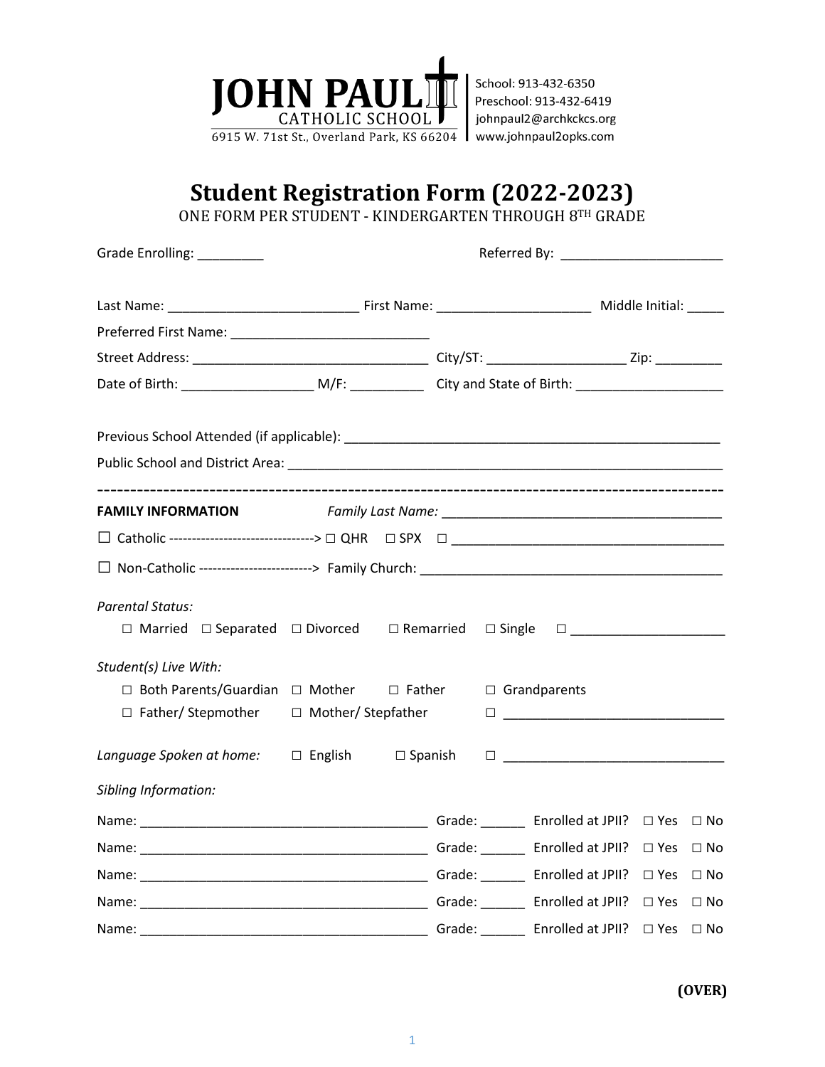**JOHN PAUL II CATHOLIC SCHOOL**
6915 W. 71st St., Overland Park, KS 66204

School: 913-432-6350
Preschool: 913-432-6419
johnpaul2@archkckcs.org
www.johnpaul2opks.com

# Student Registration Form (2022-2023)

ONE FORM PER STUDENT - KINDERGARTEN THROUGH 8TH GRADE

Grade Enrolling: _________ Referred By: ______________________

Last Name: _________________________ First Name: ____________________ Middle Initial: _____

Preferred First Name: __________________________

Street Address: _______________________________ City/ST: __________________ Zip: _________

Date of Birth: _________________ M/F: __________ City and State of Birth: ____________________

Previous School Attended (if applicable): __________________________________________________

Public School and District Area: ________________________________________________________

---

**FAMILY INFORMATION** *Family Last Name:* ______________________________________

☐ Catholic --------------------------------> ☐ QHR ☐ SPX ☐ ____________________________________

☐ Non-Catholic ------------------------> Family Church: __________________________________________

*Parental Status:*

☐ Married ☐ Separated ☐ Divorced ☐ Remarried ☐ Single ☐ ____________________

*Student(s) Live With:*

☐ Both Parents/Guardian ☐ Mother ☐ Father ☐ Grandparents

☐ Father/ Stepmother ☐ Mother/ Stepfather ☐ _____________________________

*Language Spoken at home:* ☐ English ☐ Spanish ☐ _____________________________

*Sibling Information:*

Name: ______________________________________ Grade: ______ Enrolled at JPII? ☐ Yes ☐ No

Name: ______________________________________ Grade: ______ Enrolled at JPII? ☐ Yes ☐ No

Name: ______________________________________ Grade: ______ Enrolled at JPII? ☐ Yes ☐ No

Name: ______________________________________ Grade: ______ Enrolled at JPII? ☐ Yes ☐ No

Name: ______________________________________ Grade: ______ Enrolled at JPII? ☐ Yes ☐ No

**(OVER)**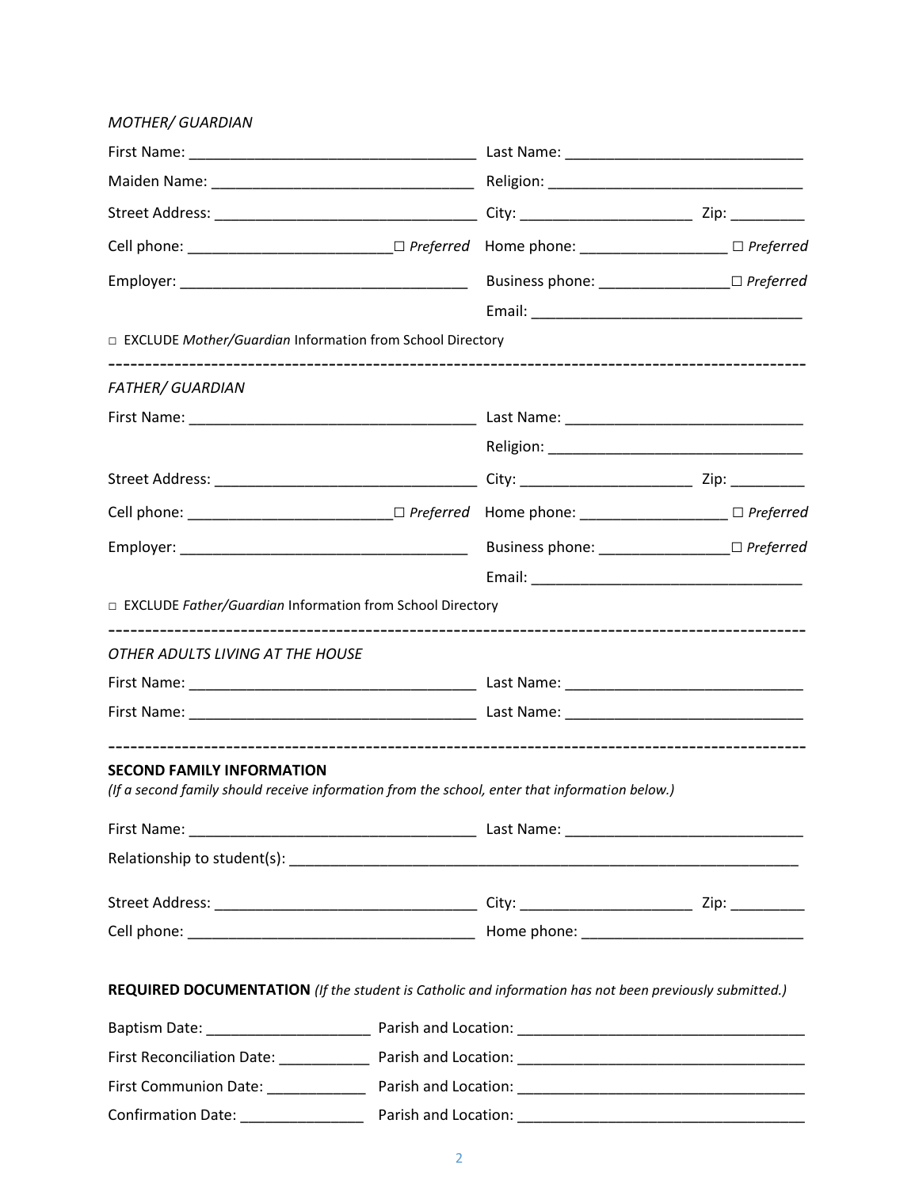*MOTHER/ GUARDIAN*

First Name: ___________________________________ Last Name: ____________________________

Maiden Name: _______________________________ Religion: ______________________________

Street Address: _______________________________ City: ____________________ Zip: _________

Cell phone: ________________________☐ *Preferred* Home phone: _________________ ☐ *Preferred*

Employer: __________________________________ Business phone: _______________☐ *Preferred*

Email: _______________________________

□ EXCLUDE *Mother/Guardian* Information from School Directory

---

*FATHER/ GUARDIAN*

First Name: ___________________________________ Last Name: ____________________________

Religion: ______________________________

Street Address: _______________________________ City: ____________________ Zip: _________

Cell phone: ________________________☐ *Preferred* Home phone: _________________ ☐ *Preferred*

Employer: __________________________________ Business phone: _______________☐ *Preferred*

Email: _______________________________

□ EXCLUDE *Father/Guardian* Information from School Directory

---

*OTHER ADULTS LIVING AT THE HOUSE*

First Name: ___________________________________ Last Name: ____________________________

First Name: ___________________________________ Last Name: ____________________________

---

**SECOND FAMILY INFORMATION**

*(If a second family should receive information from the school, enter that information below.)*

First Name: ___________________________________ Last Name: ____________________________

Relationship to student(s): ___________________________________________________________

Street Address: _______________________________ City: ____________________ Zip: _________

Cell phone: ___________________________________ Home phone: __________________________

**REQUIRED DOCUMENTATION** *(If the student is Catholic and information has not been previously submitted.)*

Baptism Date: ___________________ Parish and Location: __________________________________

First Reconciliation Date: ___________ Parish and Location: __________________________________

First Communion Date: ____________ Parish and Location: __________________________________

Confirmation Date: ______________ Parish and Location: __________________________________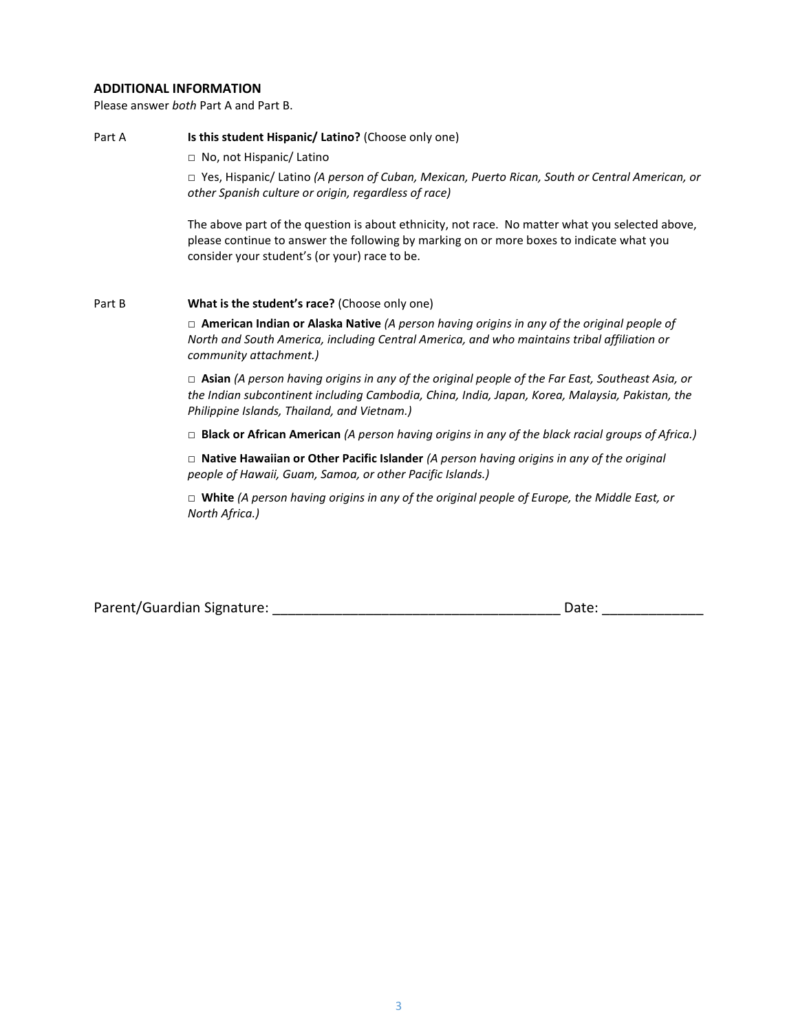### ADDITIONAL INFORMATION

Please answer *both* Part A and Part B.

Part A **Is this student Hispanic/ Latino?** (Choose only one)

□ No, not Hispanic/ Latino

□ Yes, Hispanic/ Latino *(A person of Cuban, Mexican, Puerto Rican, South or Central American, or other Spanish culture or origin, regardless of race)*

The above part of the question is about ethnicity, not race. No matter what you selected above, please continue to answer the following by marking on or more boxes to indicate what you consider your student's (or your) race to be.

Part B **What is the student's race?** (Choose only one)

□ **American Indian or Alaska Native** *(A person having origins in any of the original people of North and South America, including Central America, and who maintains tribal affiliation or community attachment.)*

□ **Asian** *(A person having origins in any of the original people of the Far East, Southeast Asia, or the Indian subcontinent including Cambodia, China, India, Japan, Korea, Malaysia, Pakistan, the Philippine Islands, Thailand, and Vietnam.)*

□ **Black or African American** *(A person having origins in any of the black racial groups of Africa.)*

□ **Native Hawaiian or Other Pacific Islander** *(A person having origins in any of the original people of Hawaii, Guam, Samoa, or other Pacific Islands.)*

□ **White** *(A person having origins in any of the original people of Europe, the Middle East, or North Africa.)*

Parent/Guardian Signature: ____________________________________ Date: ____________